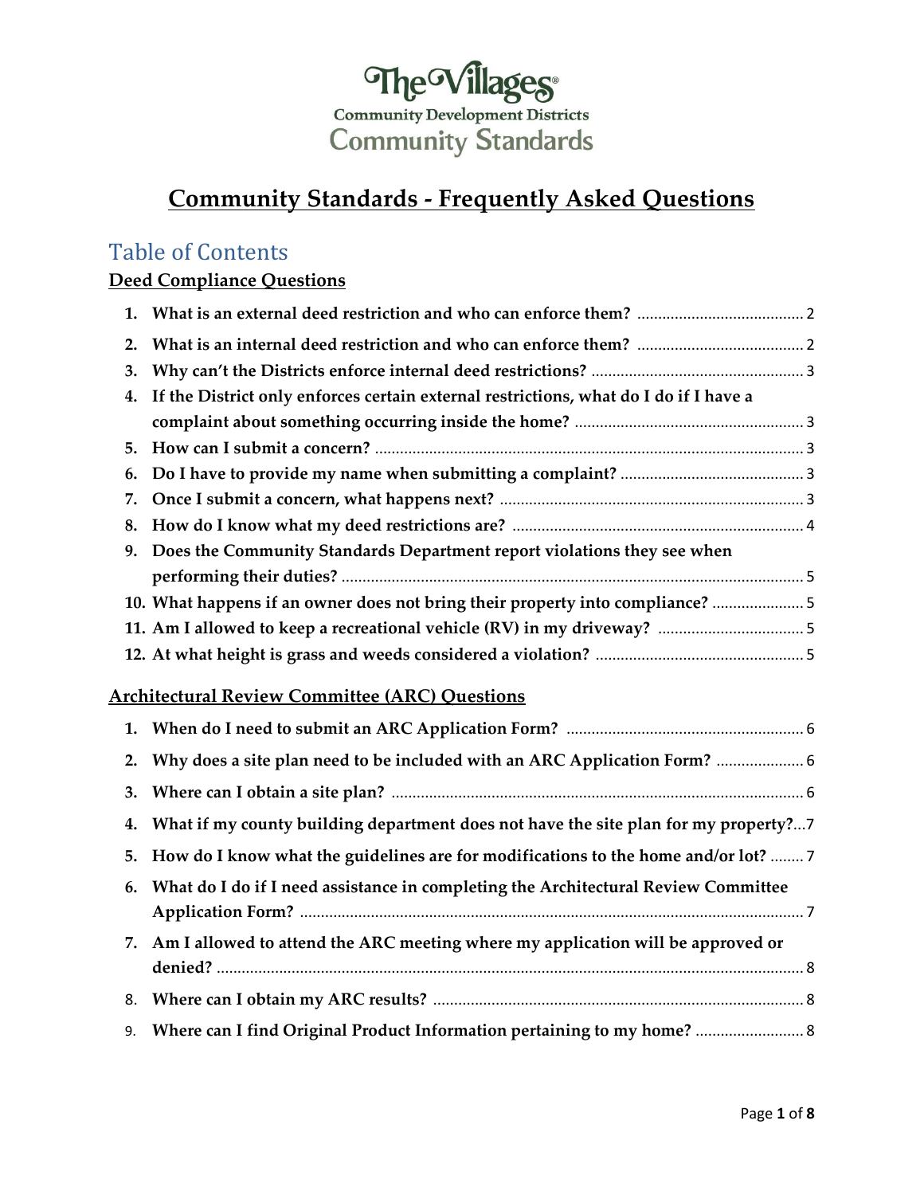The Villages®
Community Development Districts
Community Standards

# Community Standards - Frequently Asked Questions

## Table of Contents

### Deed Compliance Questions

1. **What is an external deed restriction and who can enforce them?** ........ 2
2. **What is an internal deed restriction and who can enforce them?** ........ 2
3. **Why can't the Districts enforce internal deed restrictions?** ........ 3
4. **If the District only enforces certain external restrictions, what do I do if I have a complaint about something occurring inside the home?** ........ 3
5. **How can I submit a concern?** ........ 3
6. **Do I have to provide my name when submitting a complaint?** ........ 3
7. **Once I submit a concern, what happens next?** ........ 3
8. **How do I know what my deed restrictions are?** ........ 4
9. **Does the Community Standards Department report violations they see when performing their duties?** ........ 5
10. **What happens if an owner does not bring their property into compliance?** ........ 5
11. **Am I allowed to keep a recreational vehicle (RV) in my driveway?** ........ 5
12. **At what height is grass and weeds considered a violation?** ........ 5

### Architectural Review Committee (ARC) Questions

1. **When do I need to submit an ARC Application Form?** ........ 6
2. **Why does a site plan need to be included with an ARC Application Form?** ........ 6
3. **Where can I obtain a site plan?** ........ 6
4. **What if my county building department does not have the site plan for my property?** ... 7
5. **How do I know what the guidelines are for modifications to the home and/or lot?** ........ 7
6. **What do I do if I need assistance in completing the Architectural Review Committee Application Form?** ........ 7
7. **Am I allowed to attend the ARC meeting where my application will be approved or denied?** ........ 8
8. **Where can I obtain my ARC results?** ........ 8
9. **Where can I find Original Product Information pertaining to my home?** ........ 8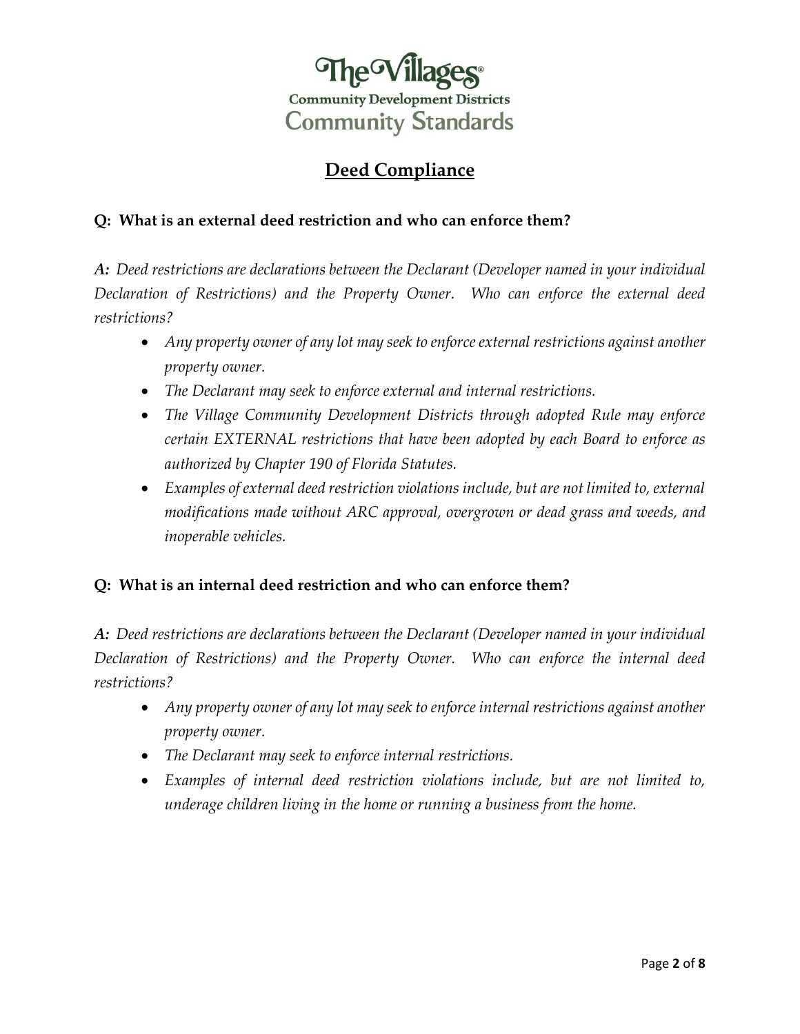The Villages®
Community Development Districts
Community Standards

# Deed Compliance

**Q: What is an external deed restriction and who can enforce them?**

***A:*** *Deed restrictions are declarations between the Declarant (Developer named in your individual Declaration of Restrictions) and the Property Owner. Who can enforce the external deed restrictions?*

- *Any property owner of any lot may seek to enforce external restrictions against another property owner.*
- *The Declarant may seek to enforce external and internal restrictions.*
- *The Village Community Development Districts through adopted Rule may enforce certain EXTERNAL restrictions that have been adopted by each Board to enforce as authorized by Chapter 190 of Florida Statutes.*
- *Examples of external deed restriction violations include, but are not limited to, external modifications made without ARC approval, overgrown or dead grass and weeds, and inoperable vehicles.*

**Q: What is an internal deed restriction and who can enforce them?**

***A:*** *Deed restrictions are declarations between the Declarant (Developer named in your individual Declaration of Restrictions) and the Property Owner. Who can enforce the internal deed restrictions?*

- *Any property owner of any lot may seek to enforce internal restrictions against another property owner.*
- *The Declarant may seek to enforce internal restrictions.*
- *Examples of internal deed restriction violations include, but are not limited to, underage children living in the home or running a business from the home.*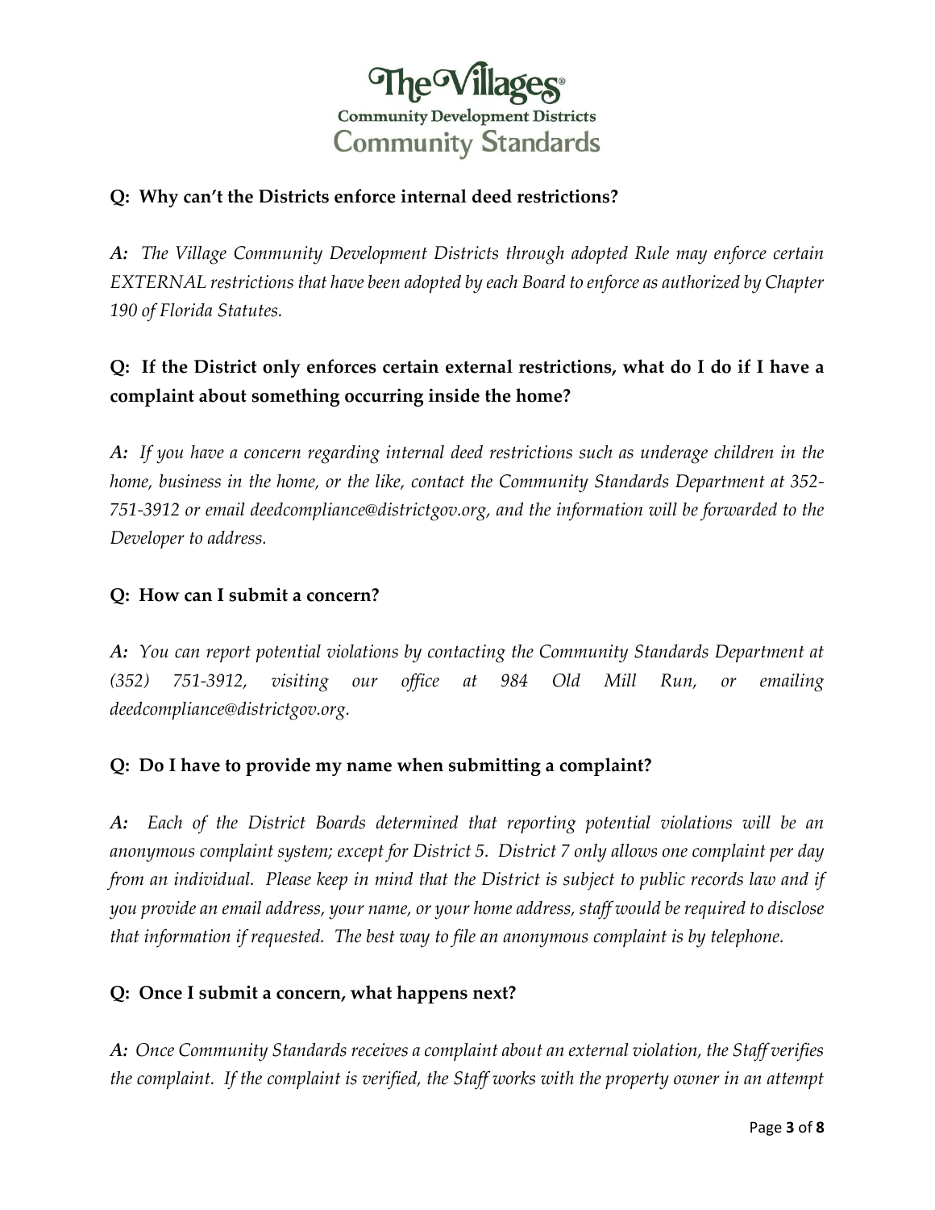**Q: Why can't the Districts enforce internal deed restrictions?**

***A:*** *The Village Community Development Districts through adopted Rule may enforce certain EXTERNAL restrictions that have been adopted by each Board to enforce as authorized by Chapter 190 of Florida Statutes.*

**Q: If the District only enforces certain external restrictions, what do I do if I have a complaint about something occurring inside the home?**

***A:*** *If you have a concern regarding internal deed restrictions such as underage children in the home, business in the home, or the like, contact the Community Standards Department at 352-751-3912 or email deedcompliance@districtgov.org, and the information will be forwarded to the Developer to address.*

**Q: How can I submit a concern?**

***A:*** *You can report potential violations by contacting the Community Standards Department at (352) 751-3912, visiting our office at 984 Old Mill Run, or emailing deedcompliance@districtgov.org.*

**Q: Do I have to provide my name when submitting a complaint?**

***A:*** *Each of the District Boards determined that reporting potential violations will be an anonymous complaint system; except for District 5. District 7 only allows one complaint per day from an individual. Please keep in mind that the District is subject to public records law and if you provide an email address, your name, or your home address, staff would be required to disclose that information if requested. The best way to file an anonymous complaint is by telephone.*

**Q: Once I submit a concern, what happens next?**

***A:*** *Once Community Standards receives a complaint about an external violation, the Staff verifies the complaint. If the complaint is verified, the Staff works with the property owner in an attempt*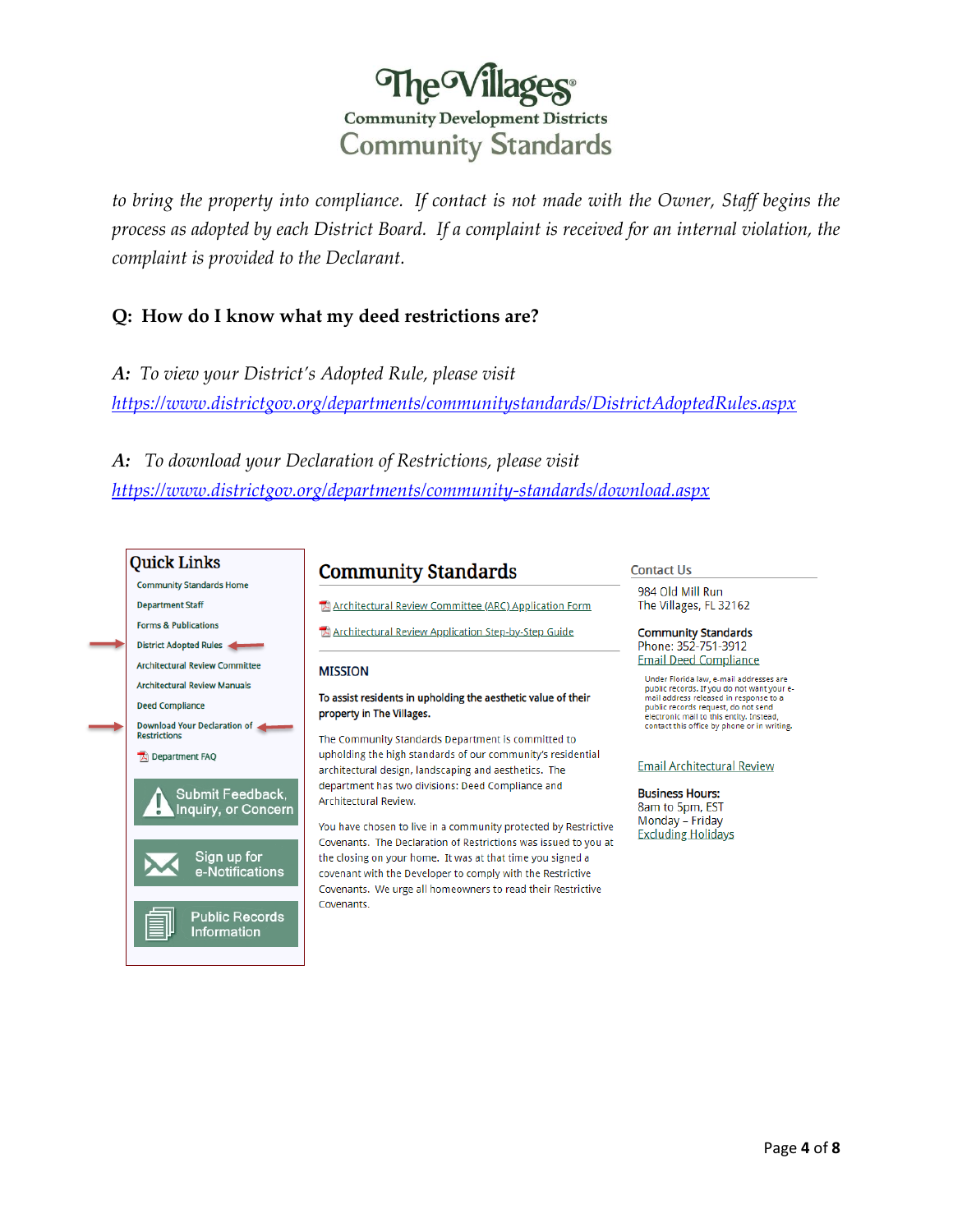# The Villages®
## Community Development Districts
## Community Standards

*to bring the property into compliance. If contact is not made with the Owner, Staff begins the process as adopted by each District Board. If a complaint is received for an internal violation, the complaint is provided to the Declarant.*

**Q: How do I know what my deed restrictions are?**

***A:*** *To view your District's Adopted Rule, please visit* [https://www.districtgov.org/departments/communitystandards/DistrictAdoptedRules.aspx](https://www.districtgov.org/departments/communitystandards/DistrictAdoptedRules.aspx)

***A:*** *To download your Declaration of Restrictions, please visit* [https://www.districtgov.org/departments/community-standards/download.aspx](https://www.districtgov.org/departments/community-standards/download.aspx)

**Quick Links**

- Community Standards Home
- Department Staff
- Forms & Publications
- District Adopted Rules
- Architectural Review Committee
- Architectural Review Manuals
- Deed Compliance
- Download Your Declaration of Restrictions
- Department FAQ

Submit Feedback, Inquiry, or Concern

Sign up for e-Notifications

Public Records Information

**Community Standards**

Architectural Review Committee (ARC) Application Form

Architectural Review Application Step-by-Step Guide

**MISSION**

**To assist residents in upholding the aesthetic value of their property in The Villages.**

The Community Standards Department is committed to upholding the high standards of our community's residential architectural design, landscaping and aesthetics. The department has two divisions: Deed Compliance and Architectural Review.

You have chosen to live in a community protected by Restrictive Covenants. The Declaration of Restrictions was issued to you at the closing on your home. It was at that time you signed a covenant with the Developer to comply with the Restrictive Covenants. We urge all homeowners to read their Restrictive Covenants.

**Contact Us**

984 Old Mill Run
The Villages, FL 32162

**Community Standards**
Phone: 352-751-3912
Email Deed Compliance

Under Florida law, e-mail addresses are public records. If you do not want your e-mail address released in response to a public records request, do not send electronic mail to this entity. Instead, contact this office by phone or in writing.

Email Architectural Review

**Business Hours:**
8am to 5pm, EST
Monday – Friday
Excluding Holidays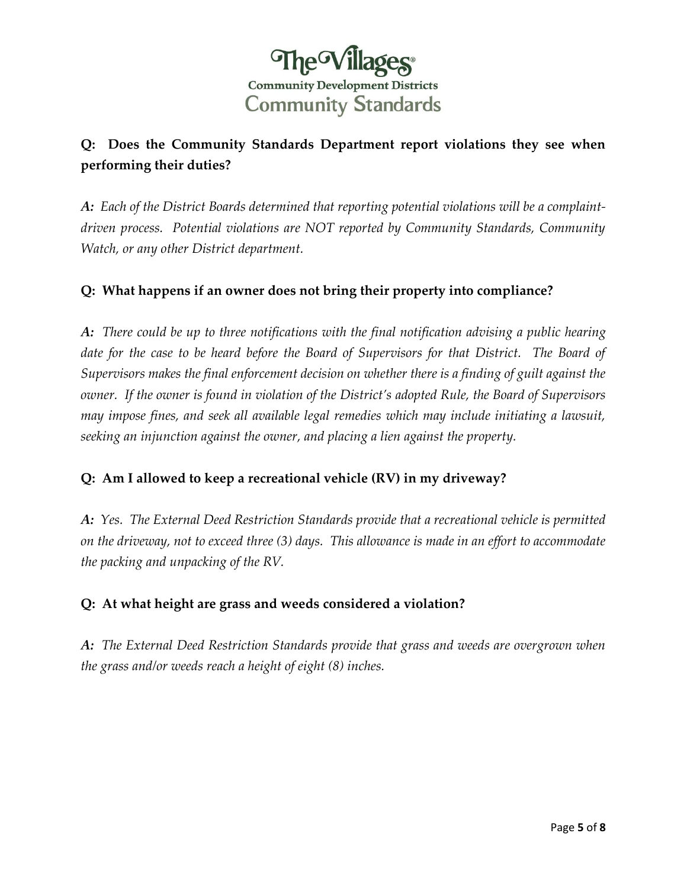**Q: Does the Community Standards Department report violations they see when performing their duties?**

***A:*** *Each of the District Boards determined that reporting potential violations will be a complaint-driven process. Potential violations are NOT reported by Community Standards, Community Watch, or any other District department.*

**Q: What happens if an owner does not bring their property into compliance?**

***A:*** *There could be up to three notifications with the final notification advising a public hearing date for the case to be heard before the Board of Supervisors for that District. The Board of Supervisors makes the final enforcement decision on whether there is a finding of guilt against the owner. If the owner is found in violation of the District's adopted Rule, the Board of Supervisors may impose fines, and seek all available legal remedies which may include initiating a lawsuit, seeking an injunction against the owner, and placing a lien against the property.*

**Q: Am I allowed to keep a recreational vehicle (RV) in my driveway?**

***A:*** *Yes. The External Deed Restriction Standards provide that a recreational vehicle is permitted on the driveway, not to exceed three (3) days. This allowance is made in an effort to accommodate the packing and unpacking of the RV.*

**Q: At what height are grass and weeds considered a violation?**

***A:*** *The External Deed Restriction Standards provide that grass and weeds are overgrown when the grass and/or weeds reach a height of eight (8) inches.*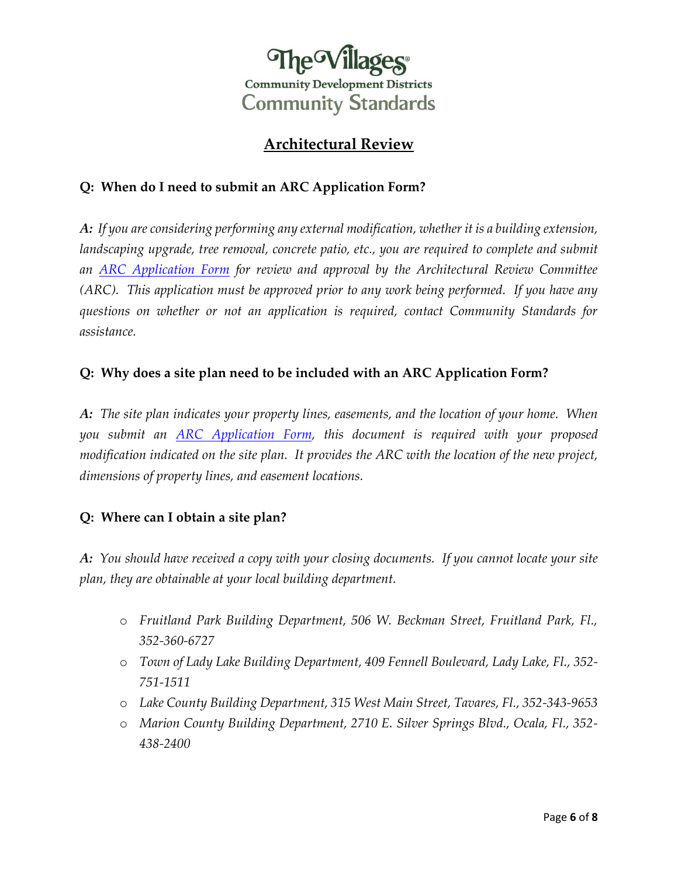The Villages®
Community Development Districts
Community Standards

## Architectural Review

**Q: When do I need to submit an ARC Application Form?**

***A:*** *If you are considering performing any external modification, whether it is a building extension, landscaping upgrade, tree removal, concrete patio, etc., you are required to complete and submit an ARC Application Form for review and approval by the Architectural Review Committee (ARC). This application must be approved prior to any work being performed. If you have any questions on whether or not an application is required, contact Community Standards for assistance.*

**Q: Why does a site plan need to be included with an ARC Application Form?**

***A:*** *The site plan indicates your property lines, easements, and the location of your home. When you submit an ARC Application Form, this document is required with your proposed modification indicated on the site plan. It provides the ARC with the location of the new project, dimensions of property lines, and easement locations.*

**Q: Where can I obtain a site plan?**

***A:*** *You should have received a copy with your closing documents. If you cannot locate your site plan, they are obtainable at your local building department.*

- *Fruitland Park Building Department, 506 W. Beckman Street, Fruitland Park, Fl., 352-360-6727*
- *Town of Lady Lake Building Department, 409 Fennell Boulevard, Lady Lake, Fl., 352-751-1511*
- *Lake County Building Department, 315 West Main Street, Tavares, Fl., 352-343-9653*
- *Marion County Building Department, 2710 E. Silver Springs Blvd., Ocala, Fl., 352-438-2400*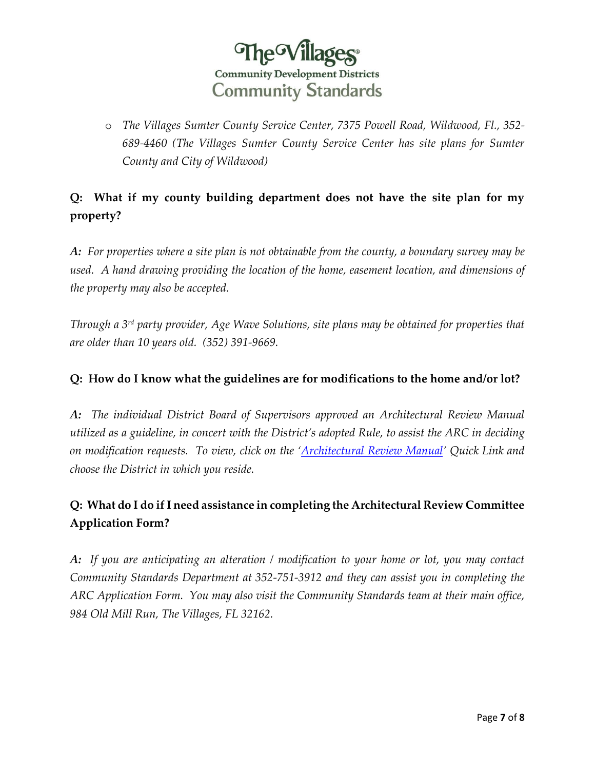- *The Villages Sumter County Service Center, 7375 Powell Road, Wildwood, Fl., 352-689-4460 (The Villages Sumter County Service Center has site plans for Sumter County and City of Wildwood)*

**Q: What if my county building department does not have the site plan for my property?**

***A:*** *For properties where a site plan is not obtainable from the county, a boundary survey may be used. A hand drawing providing the location of the home, easement location, and dimensions of the property may also be accepted.*

*Through a 3rd party provider, Age Wave Solutions, site plans may be obtained for properties that are older than 10 years old. (352) 391-9669.*

**Q: How do I know what the guidelines are for modifications to the home and/or lot?**

***A:*** *The individual District Board of Supervisors approved an Architectural Review Manual utilized as a guideline, in concert with the District's adopted Rule, to assist the ARC in deciding on modification requests. To view, click on the 'Architectural Review Manual' Quick Link and choose the District in which you reside.*

**Q: What do I do if I need assistance in completing the Architectural Review Committee Application Form?**

***A:*** *If you are anticipating an alteration / modification to your home or lot, you may contact Community Standards Department at 352-751-3912 and they can assist you in completing the ARC Application Form. You may also visit the Community Standards team at their main office, 984 Old Mill Run, The Villages, FL 32162.*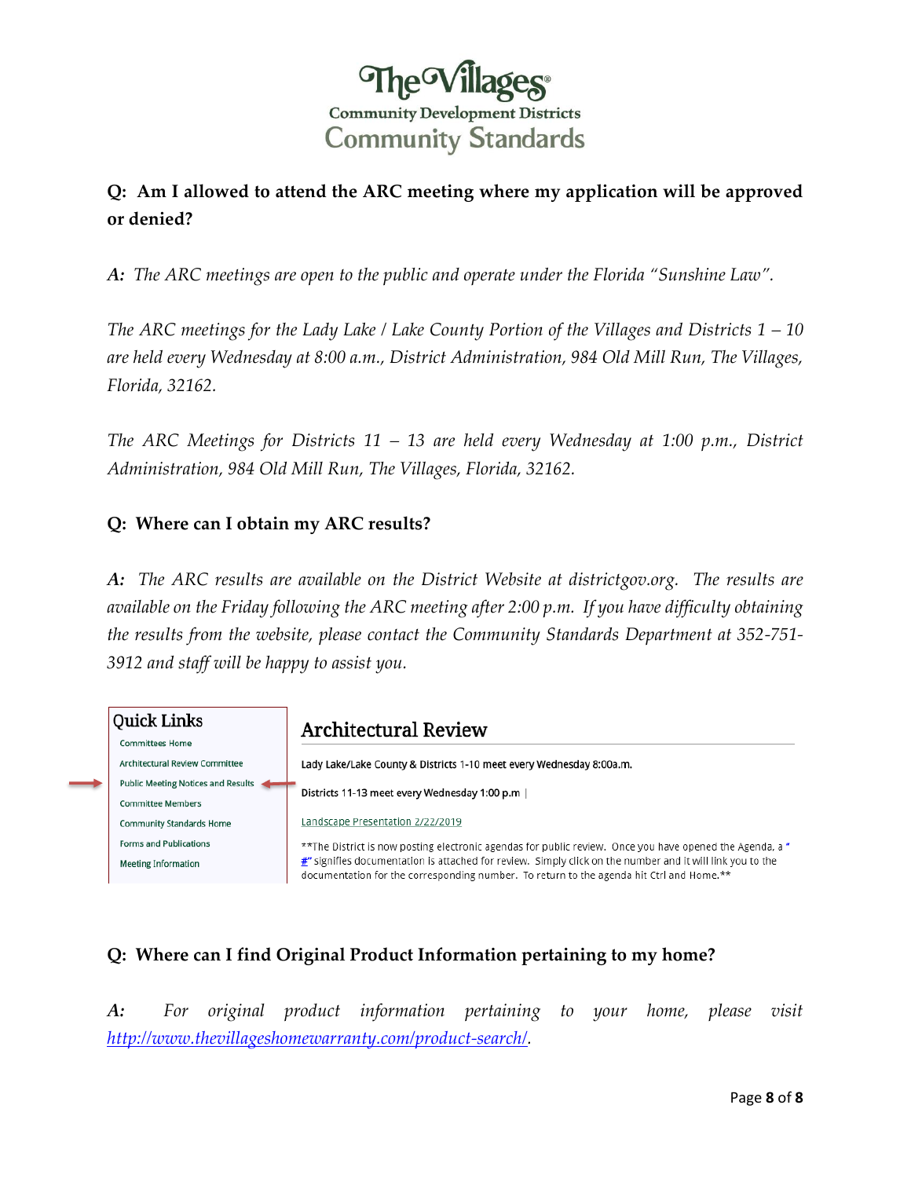# The Villages
## Community Development Districts
## Community Standards

**Q: Am I allowed to attend the ARC meeting where my application will be approved or denied?**

***A:*** *The ARC meetings are open to the public and operate under the Florida "Sunshine Law".*

*The ARC meetings for the Lady Lake / Lake County Portion of the Villages and Districts 1 – 10 are held every Wednesday at 8:00 a.m., District Administration, 984 Old Mill Run, The Villages, Florida, 32162.*

*The ARC Meetings for Districts 11 – 13 are held every Wednesday at 1:00 p.m., District Administration, 984 Old Mill Run, The Villages, Florida, 32162.*

**Q: Where can I obtain my ARC results?**

***A:*** *The ARC results are available on the District Website at districtgov.org. The results are available on the Friday following the ARC meeting after 2:00 p.m. If you have difficulty obtaining the results from the website, please contact the Community Standards Department at 352-751-3912 and staff will be happy to assist you.*

Quick Links
- Committees Home
- Architectural Review Committee
- Public Meeting Notices and Results
- Committee Members
- Community Standards Home
- Forms and Publications
- Meeting Information

Architectural Review

Lady Lake/Lake County & Districts 1-10 meet every Wednesday 8:00a.m.

Districts 11-13 meet every Wednesday 1:00 p.m |

Landscape Presentation 2/22/2019

**The District is now posting electronic agendas for public review. Once you have opened the Agenda, a "#" signifies documentation is attached for review. Simply click on the number and it will link you to the documentation for the corresponding number. To return to the agenda hit Ctrl and Home.**

**Q: Where can I find Original Product Information pertaining to my home?**

***A:*** *For original product information pertaining to your home, please visit http://www.thevillageshomewarranty.com/product-search/.*